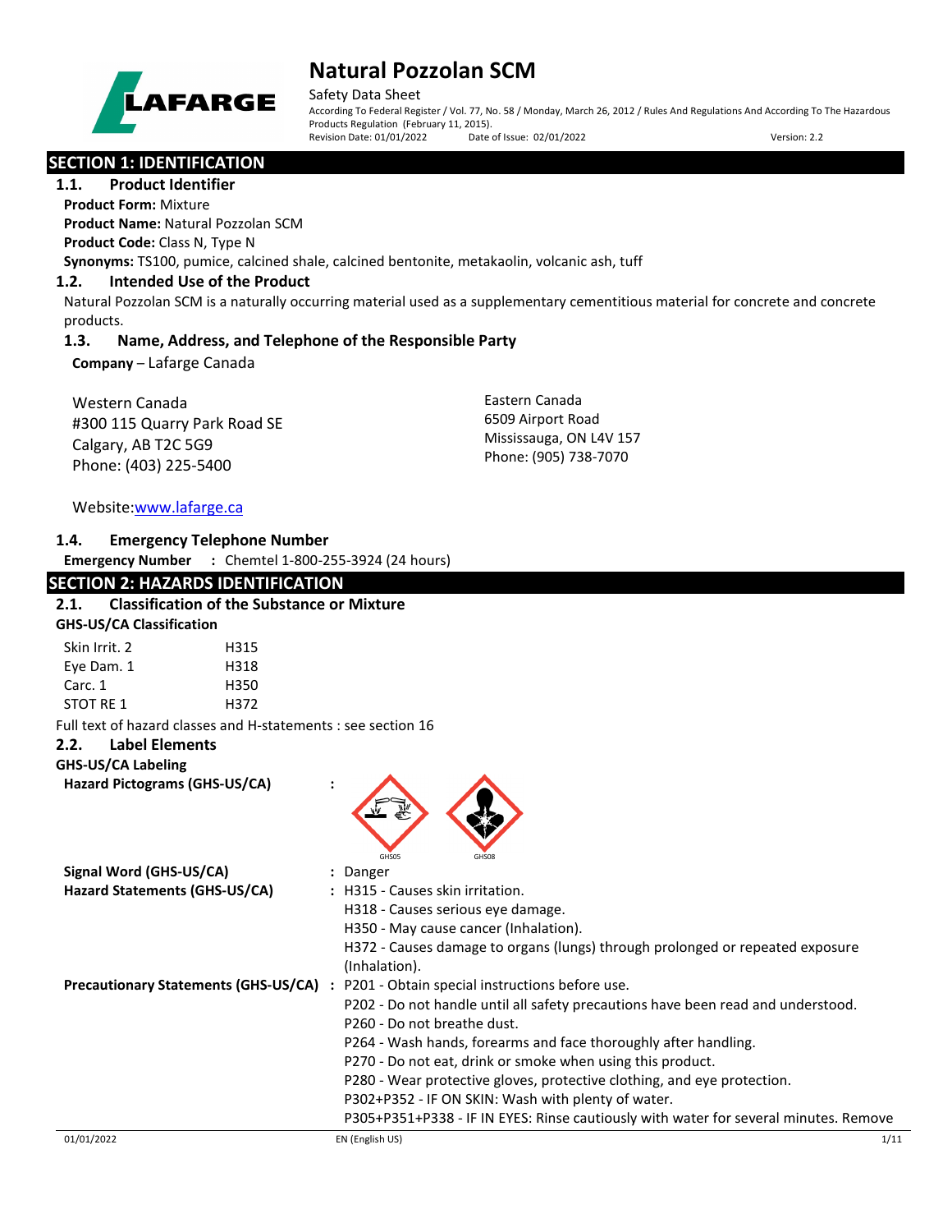# Natural Pozzolan SCM

Safety Data Sheet

According To Federal Register / Vol. 77, No. 58 / Monday, March 26, 2012 / Rules And Regulations And According To The Hazardous Products Regulation (February 11, 2015).

Revision Date: 01/01/2022 Date of Issue: 02/01/2022 Version: 2.2

## SECTION 1: IDENTIFICATION

### 1.1. Product Identifier

**Product Form:** Mixture

**Product Name:** Natural Pozzolan SCM

**Product Code:** Class N, Type N

**Synonyms:** TS100, pumice, calcined shale, calcined bentonite, metakaolin, volcanic ash, tuff

### 1.2. Intended Use of the Product

Natural Pozzolan SCM is a naturally occurring material used as a supplementary cementitious material for concrete and concrete products.

### 1.3. Name, Address, and Telephone of the Responsible Party

**Company** – Lafarge Canada

Western Canada
#300 115 Quarry Park Road SE
Calgary, AB T2C 5G9
Phone: (403) 225-5400

Eastern Canada
6509 Airport Road
Mississauga, ON L4V 157
Phone: (905) 738-7070

Website:www.lafarge.ca

### 1.4. Emergency Telephone Number

**Emergency Number** : Chemtel 1-800-255-3924 (24 hours)

## SECTION 2: HAZARDS IDENTIFICATION

### 2.1. Classification of the Substance or Mixture

**GHS-US/CA Classification**

| | |
|---|---|
| Skin Irrit. 2 | H315 |
| Eye Dam. 1 | H318 |
| Carc. 1 | H350 |
| STOT RE 1 | H372 |

Full text of hazard classes and H-statements : see section 16

### 2.2. Label Elements

**GHS-US/CA Labeling**

**Hazard Pictograms (GHS-US/CA)** :

GHS05 GHS08

**Signal Word (GHS-US/CA)** : Danger

**Hazard Statements (GHS-US/CA)** : H315 - Causes skin irritation.
H318 - Causes serious eye damage.
H350 - May cause cancer (Inhalation).
H372 - Causes damage to organs (lungs) through prolonged or repeated exposure (Inhalation).

**Precautionary Statements (GHS-US/CA)** : P201 - Obtain special instructions before use.
P202 - Do not handle until all safety precautions have been read and understood.
P260 - Do not breathe dust.
P264 - Wash hands, forearms and face thoroughly after handling.
P270 - Do not eat, drink or smoke when using this product.
P280 - Wear protective gloves, protective clothing, and eye protection.
P302+P352 - IF ON SKIN: Wash with plenty of water.
P305+P351+P338 - IF IN EYES: Rinse cautiously with water for several minutes. Remove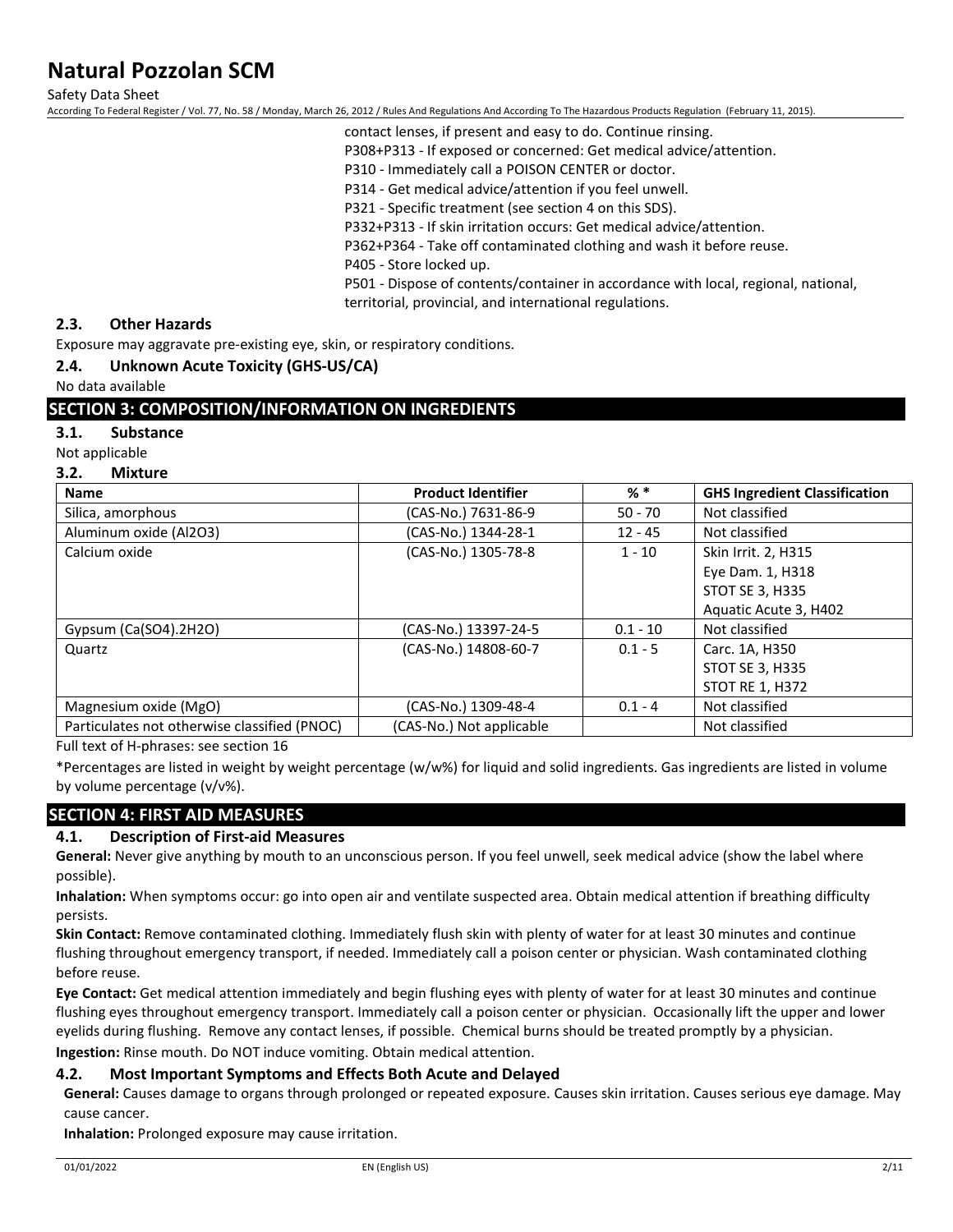contact lenses, if present and easy to do. Continue rinsing.
P308+P313 - If exposed or concerned: Get medical advice/attention.
P310 - Immediately call a POISON CENTER or doctor.
P314 - Get medical advice/attention if you feel unwell.
P321 - Specific treatment (see section 4 on this SDS).
P332+P313 - If skin irritation occurs: Get medical advice/attention.
P362+P364 - Take off contaminated clothing and wash it before reuse.
P405 - Store locked up.
P501 - Dispose of contents/container in accordance with local, regional, national, territorial, provincial, and international regulations.

### 2.3. Other Hazards

Exposure may aggravate pre-existing eye, skin, or respiratory conditions.

### 2.4. Unknown Acute Toxicity (GHS-US/CA)

No data available

## SECTION 3: COMPOSITION/INFORMATION ON INGREDIENTS

### 3.1. Substance

Not applicable

### 3.2. Mixture

| Name | Product Identifier | % * | GHS Ingredient Classification |
|---|---|---|---|
| Silica, amorphous | (CAS-No.) 7631-86-9 | 50 - 70 | Not classified |
| Aluminum oxide (Al2O3) | (CAS-No.) 1344-28-1 | 12 - 45 | Not classified |
| Calcium oxide | (CAS-No.) 1305-78-8 | 1 - 10 | Skin Irrit. 2, H315<br>Eye Dam. 1, H318<br>STOT SE 3, H335<br>Aquatic Acute 3, H402 |
| Gypsum (Ca(SO4).2H2O) | (CAS-No.) 13397-24-5 | 0.1 - 10 | Not classified |
| Quartz | (CAS-No.) 14808-60-7 | 0.1 - 5 | Carc. 1A, H350<br>STOT SE 3, H335<br>STOT RE 1, H372 |
| Magnesium oxide (MgO) | (CAS-No.) 1309-48-4 | 0.1 - 4 | Not classified |
| Particulates not otherwise classified (PNOC) | (CAS-No.) Not applicable | | Not classified |

Full text of H-phrases: see section 16

*Percentages are listed in weight by weight percentage (w/w%) for liquid and solid ingredients. Gas ingredients are listed in volume by volume percentage (v/v%).

## SECTION 4: FIRST AID MEASURES

### 4.1. Description of First-aid Measures

**General:** Never give anything by mouth to an unconscious person. If you feel unwell, seek medical advice (show the label where possible).

**Inhalation:** When symptoms occur: go into open air and ventilate suspected area. Obtain medical attention if breathing difficulty persists.

**Skin Contact:** Remove contaminated clothing. Immediately flush skin with plenty of water for at least 30 minutes and continue flushing throughout emergency transport, if needed. Immediately call a poison center or physician. Wash contaminated clothing before reuse.

**Eye Contact:** Get medical attention immediately and begin flushing eyes with plenty of water for at least 30 minutes and continue flushing eyes throughout emergency transport. Immediately call a poison center or physician. Occasionally lift the upper and lower eyelids during flushing. Remove any contact lenses, if possible. Chemical burns should be treated promptly by a physician.

**Ingestion:** Rinse mouth. Do NOT induce vomiting. Obtain medical attention.

### 4.2. Most Important Symptoms and Effects Both Acute and Delayed

**General:** Causes damage to organs through prolonged or repeated exposure. Causes skin irritation. Causes serious eye damage. May cause cancer.

**Inhalation:** Prolonged exposure may cause irritation.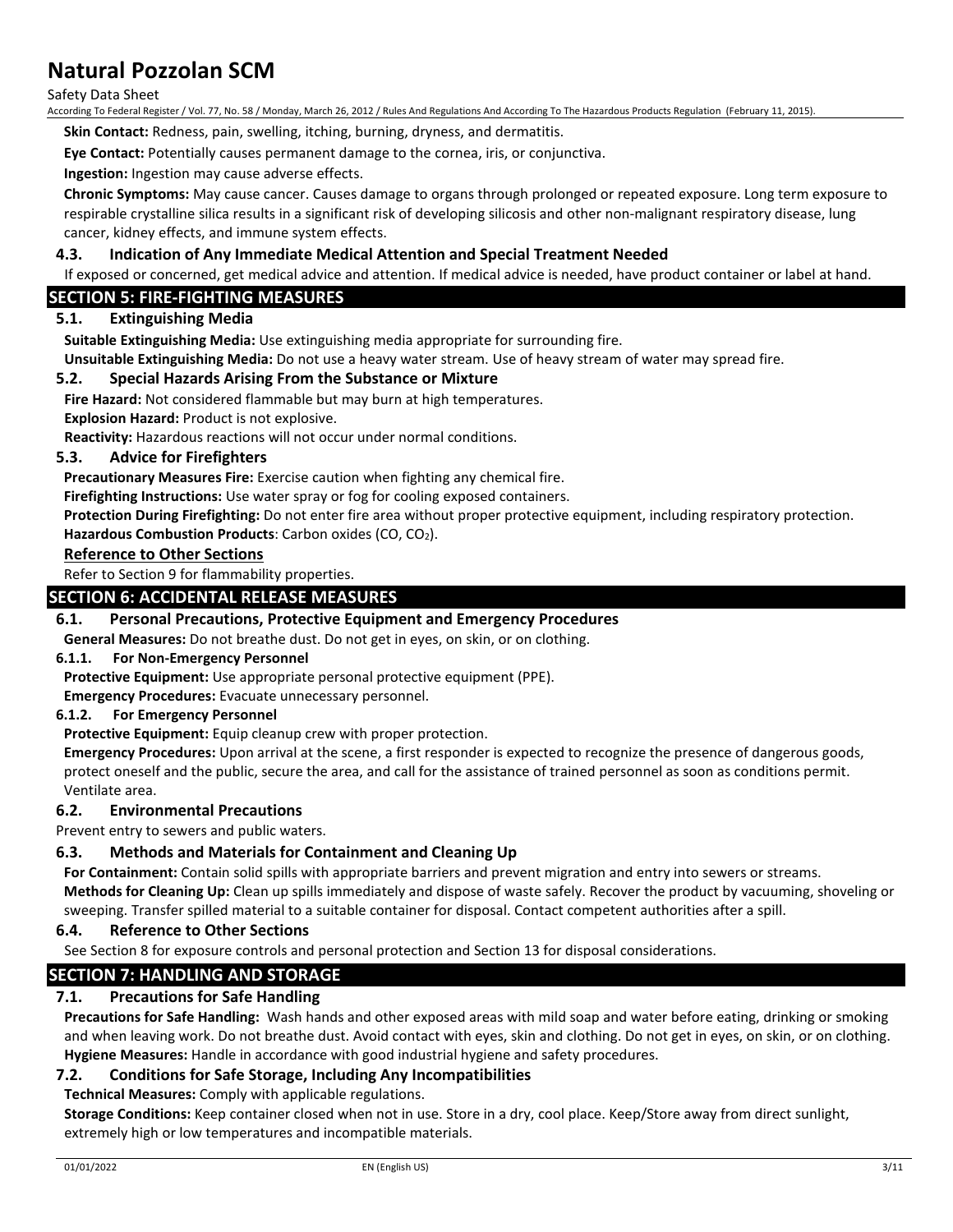**Skin Contact:** Redness, pain, swelling, itching, burning, dryness, and dermatitis.

**Eye Contact:** Potentially causes permanent damage to the cornea, iris, or conjunctiva.

**Ingestion:** Ingestion may cause adverse effects.

**Chronic Symptoms:** May cause cancer. Causes damage to organs through prolonged or repeated exposure. Long term exposure to respirable crystalline silica results in a significant risk of developing silicosis and other non-malignant respiratory disease, lung cancer, kidney effects, and immune system effects.

### 4.3. Indication of Any Immediate Medical Attention and Special Treatment Needed

If exposed or concerned, get medical advice and attention. If medical advice is needed, have product container or label at hand.

## SECTION 5: FIRE-FIGHTING MEASURES

### 5.1. Extinguishing Media

**Suitable Extinguishing Media:** Use extinguishing media appropriate for surrounding fire.

**Unsuitable Extinguishing Media:** Do not use a heavy water stream. Use of heavy stream of water may spread fire.

### 5.2. Special Hazards Arising From the Substance or Mixture

**Fire Hazard:** Not considered flammable but may burn at high temperatures.

**Explosion Hazard:** Product is not explosive.

**Reactivity:** Hazardous reactions will not occur under normal conditions.

### 5.3. Advice for Firefighters

**Precautionary Measures Fire:** Exercise caution when fighting any chemical fire.

**Firefighting Instructions:** Use water spray or fog for cooling exposed containers.

**Protection During Firefighting:** Do not enter fire area without proper protective equipment, including respiratory protection.

**Hazardous Combustion Products**: Carbon oxides (CO, $CO_2$).

**Reference to Other Sections**

Refer to Section 9 for flammability properties.

## SECTION 6: ACCIDENTAL RELEASE MEASURES

### 6.1. Personal Precautions, Protective Equipment and Emergency Procedures

**General Measures:** Do not breathe dust. Do not get in eyes, on skin, or on clothing.

#### 6.1.1. For Non-Emergency Personnel

**Protective Equipment:** Use appropriate personal protective equipment (PPE).

**Emergency Procedures:** Evacuate unnecessary personnel.

#### 6.1.2. For Emergency Personnel

**Protective Equipment:** Equip cleanup crew with proper protection.

**Emergency Procedures:** Upon arrival at the scene, a first responder is expected to recognize the presence of dangerous goods, protect oneself and the public, secure the area, and call for the assistance of trained personnel as soon as conditions permit. Ventilate area.

### 6.2. Environmental Precautions

Prevent entry to sewers and public waters.

### 6.3. Methods and Materials for Containment and Cleaning Up

**For Containment:** Contain solid spills with appropriate barriers and prevent migration and entry into sewers or streams.

**Methods for Cleaning Up:** Clean up spills immediately and dispose of waste safely. Recover the product by vacuuming, shoveling or sweeping. Transfer spilled material to a suitable container for disposal. Contact competent authorities after a spill.

### 6.4. Reference to Other Sections

See Section 8 for exposure controls and personal protection and Section 13 for disposal considerations.

## SECTION 7: HANDLING AND STORAGE

### 7.1. Precautions for Safe Handling

**Precautions for Safe Handling:** Wash hands and other exposed areas with mild soap and water before eating, drinking or smoking and when leaving work. Do not breathe dust. Avoid contact with eyes, skin and clothing. Do not get in eyes, on skin, or on clothing.

**Hygiene Measures:** Handle in accordance with good industrial hygiene and safety procedures.

### 7.2. Conditions for Safe Storage, Including Any Incompatibilities

**Technical Measures:** Comply with applicable regulations.

**Storage Conditions:** Keep container closed when not in use. Store in a dry, cool place. Keep/Store away from direct sunlight, extremely high or low temperatures and incompatible materials.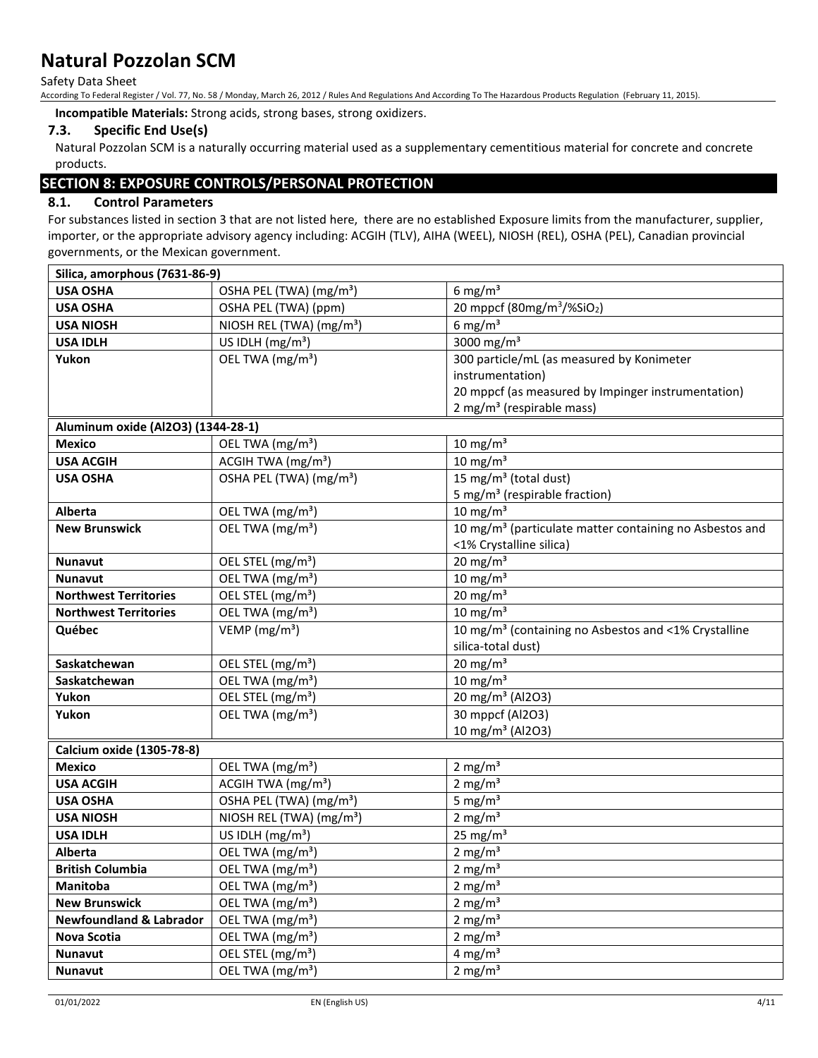**Incompatible Materials:** Strong acids, strong bases, strong oxidizers.

### 7.3. Specific End Use(s)

Natural Pozzolan SCM is a naturally occurring material used as a supplementary cementitious material for concrete and concrete products.

## SECTION 8: EXPOSURE CONTROLS/PERSONAL PROTECTION

### 8.1. Control Parameters

For substances listed in section 3 that are not listed here, there are no established Exposure limits from the manufacturer, supplier, importer, or the appropriate advisory agency including: ACGIH (TLV), AIHA (WEEL), NIOSH (REL), OSHA (PEL), Canadian provincial governments, or the Mexican government.

| | | |
|---|---|---|
| **Silica, amorphous (7631-86-9)** | | |
| **USA OSHA** | OSHA PEL (TWA) ($mg/m^3$) | 6 $mg/m^3$ |
| **USA OSHA** | OSHA PEL (TWA) (ppm) | 20 mppcf ($80mg/m^3/\%SiO_2$) |
| **USA NIOSH** | NIOSH REL (TWA) ($mg/m^3$) | 6 $mg/m^3$ |
| **USA IDLH** | US IDLH ($mg/m^3$) | 3000 $mg/m^3$ |
| **Yukon** | OEL TWA ($mg/m^3$) | 300 particle/mL (as measured by Konimeter instrumentation)<br>20 mppcf (as measured by Impinger instrumentation)<br>2 $mg/m^3$ (respirable mass) |
| **Aluminum oxide (Al2O3) (1344-28-1)** | | |
| **Mexico** | OEL TWA ($mg/m^3$) | 10 $mg/m^3$ |
| **USA ACGIH** | ACGIH TWA ($mg/m^3$) | 10 $mg/m^3$ |
| **USA OSHA** | OSHA PEL (TWA) ($mg/m^3$) | 15 $mg/m^3$ (total dust)<br>5 $mg/m^3$ (respirable fraction) |
| **Alberta** | OEL TWA ($mg/m^3$) | 10 $mg/m^3$ |
| **New Brunswick** | OEL TWA ($mg/m^3$) | 10 $mg/m^3$ (particulate matter containing no Asbestos and <1% Crystalline silica) |
| **Nunavut** | OEL STEL ($mg/m^3$) | 20 $mg/m^3$ |
| **Nunavut** | OEL TWA ($mg/m^3$) | 10 $mg/m^3$ |
| **Northwest Territories** | OEL STEL ($mg/m^3$) | 20 $mg/m^3$ |
| **Northwest Territories** | OEL TWA ($mg/m^3$) | 10 $mg/m^3$ |
| **Québec** | VEMP ($mg/m^3$) | 10 $mg/m^3$ (containing no Asbestos and <1% Crystalline silica-total dust) |
| **Saskatchewan** | OEL STEL ($mg/m^3$) | 20 $mg/m^3$ |
| **Saskatchewan** | OEL TWA ($mg/m^3$) | 10 $mg/m^3$ |
| **Yukon** | OEL STEL ($mg/m^3$) | 20 $mg/m^3$ ($Al_2O_3$) |
| **Yukon** | OEL TWA ($mg/m^3$) | 30 mppcf ($Al_2O_3$)<br>10 $mg/m^3$ ($Al_2O_3$) |
| **Calcium oxide (1305-78-8)** | | |
| **Mexico** | OEL TWA ($mg/m^3$) | 2 $mg/m^3$ |
| **USA ACGIH** | ACGIH TWA ($mg/m^3$) | 2 $mg/m^3$ |
| **USA OSHA** | OSHA PEL (TWA) ($mg/m^3$) | 5 $mg/m^3$ |
| **USA NIOSH** | NIOSH REL (TWA) ($mg/m^3$) | 2 $mg/m^3$ |
| **USA IDLH** | US IDLH ($mg/m^3$) | 25 $mg/m^3$ |
| **Alberta** | OEL TWA ($mg/m^3$) | 2 $mg/m^3$ |
| **British Columbia** | OEL TWA ($mg/m^3$) | 2 $mg/m^3$ |
| **Manitoba** | OEL TWA ($mg/m^3$) | 2 $mg/m^3$ |
| **New Brunswick** | OEL TWA ($mg/m^3$) | 2 $mg/m^3$ |
| **Newfoundland & Labrador** | OEL TWA ($mg/m^3$) | 2 $mg/m^3$ |
| **Nova Scotia** | OEL TWA ($mg/m^3$) | 2 $mg/m^3$ |
| **Nunavut** | OEL STEL ($mg/m^3$) | 4 $mg/m^3$ |
| **Nunavut** | OEL TWA ($mg/m^3$) | 2 $mg/m^3$ |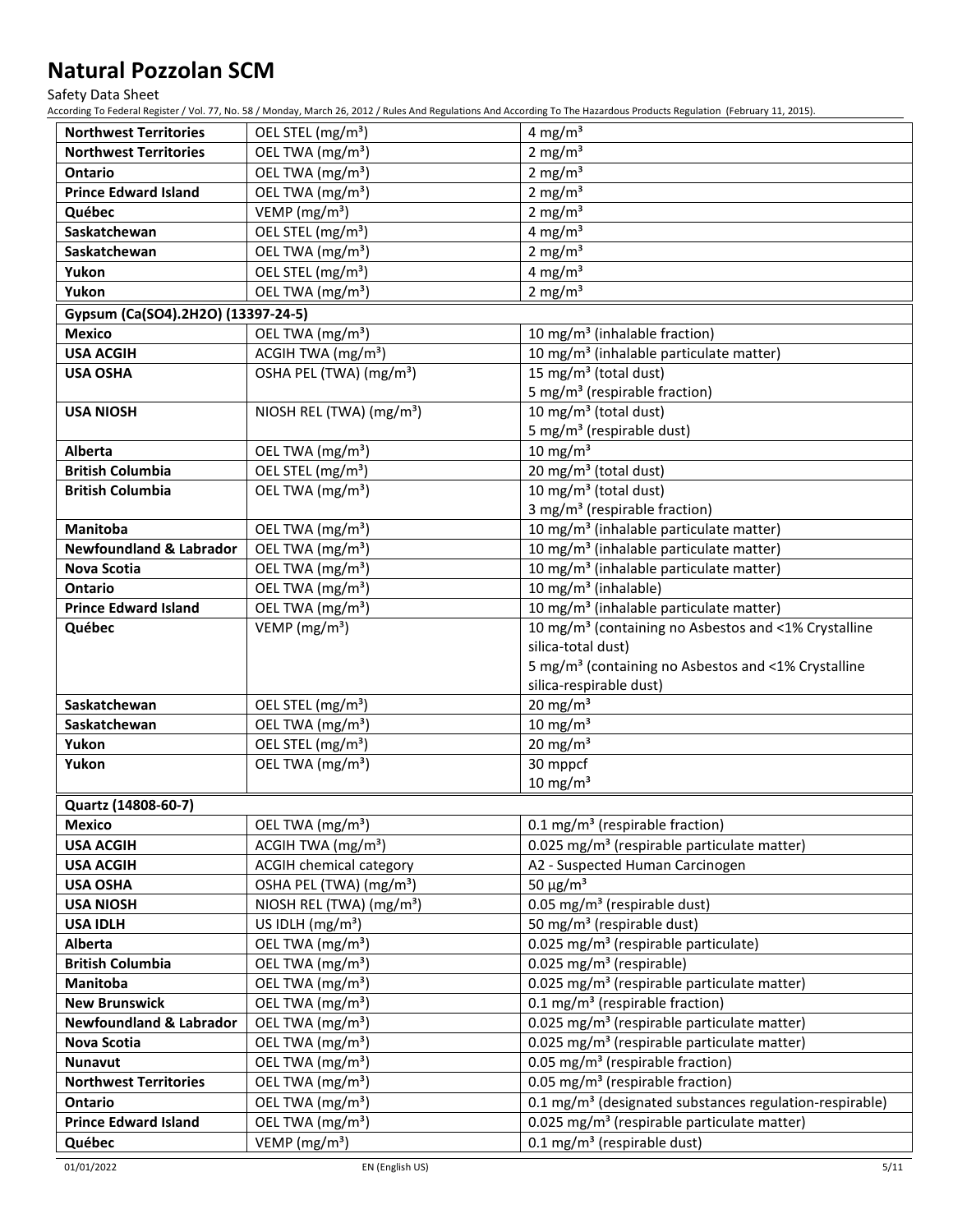| | | |
|---|---|---|
| **Northwest Territories** | OEL STEL (mg/m³) | 4 mg/m³ |
| **Northwest Territories** | OEL TWA (mg/m³) | 2 mg/m³ |
| **Ontario** | OEL TWA (mg/m³) | 2 mg/m³ |
| **Prince Edward Island** | OEL TWA (mg/m³) | 2 mg/m³ |
| **Québec** | VEMP (mg/m³) | 2 mg/m³ |
| **Saskatchewan** | OEL STEL (mg/m³) | 4 mg/m³ |
| **Saskatchewan** | OEL TWA (mg/m³) | 2 mg/m³ |
| **Yukon** | OEL STEL (mg/m³) | 4 mg/m³ |
| **Yukon** | OEL TWA (mg/m³) | 2 mg/m³ |
| **Gypsum (Ca(SO4).2H2O) (13397-24-5)** | | |
| **Mexico** | OEL TWA (mg/m³) | 10 mg/m³ (inhalable fraction) |
| **USA ACGIH** | ACGIH TWA (mg/m³) | 10 mg/m³ (inhalable particulate matter) |
| **USA OSHA** | OSHA PEL (TWA) (mg/m³) | 15 mg/m³ (total dust)<br>5 mg/m³ (respirable fraction) |
| **USA NIOSH** | NIOSH REL (TWA) (mg/m³) | 10 mg/m³ (total dust)<br>5 mg/m³ (respirable dust) |
| **Alberta** | OEL TWA (mg/m³) | 10 mg/m³ |
| **British Columbia** | OEL STEL (mg/m³) | 20 mg/m³ (total dust) |
| **British Columbia** | OEL TWA (mg/m³) | 10 mg/m³ (total dust)<br>3 mg/m³ (respirable fraction) |
| **Manitoba** | OEL TWA (mg/m³) | 10 mg/m³ (inhalable particulate matter) |
| **Newfoundland & Labrador** | OEL TWA (mg/m³) | 10 mg/m³ (inhalable particulate matter) |
| **Nova Scotia** | OEL TWA (mg/m³) | 10 mg/m³ (inhalable particulate matter) |
| **Ontario** | OEL TWA (mg/m³) | 10 mg/m³ (inhalable) |
| **Prince Edward Island** | OEL TWA (mg/m³) | 10 mg/m³ (inhalable particulate matter) |
| **Québec** | VEMP (mg/m³) | 10 mg/m³ (containing no Asbestos and <1% Crystalline silica-total dust)<br>5 mg/m³ (containing no Asbestos and <1% Crystalline silica-respirable dust) |
| **Saskatchewan** | OEL STEL (mg/m³) | 20 mg/m³ |
| **Saskatchewan** | OEL TWA (mg/m³) | 10 mg/m³ |
| **Yukon** | OEL STEL (mg/m³) | 20 mg/m³ |
| **Yukon** | OEL TWA (mg/m³) | 30 mppcf<br>10 mg/m³ |
| **Quartz (14808-60-7)** | | |
| **Mexico** | OEL TWA (mg/m³) | 0.1 mg/m³ (respirable fraction) |
| **USA ACGIH** | ACGIH TWA (mg/m³) | 0.025 mg/m³ (respirable particulate matter) |
| **USA ACGIH** | ACGIH chemical category | A2 - Suspected Human Carcinogen |
| **USA OSHA** | OSHA PEL (TWA) (mg/m³) | 50 µg/m³ |
| **USA NIOSH** | NIOSH REL (TWA) (mg/m³) | 0.05 mg/m³ (respirable dust) |
| **USA IDLH** | US IDLH (mg/m³) | 50 mg/m³ (respirable dust) |
| **Alberta** | OEL TWA (mg/m³) | 0.025 mg/m³ (respirable particulate) |
| **British Columbia** | OEL TWA (mg/m³) | 0.025 mg/m³ (respirable) |
| **Manitoba** | OEL TWA (mg/m³) | 0.025 mg/m³ (respirable particulate matter) |
| **New Brunswick** | OEL TWA (mg/m³) | 0.1 mg/m³ (respirable fraction) |
| **Newfoundland & Labrador** | OEL TWA (mg/m³) | 0.025 mg/m³ (respirable particulate matter) |
| **Nova Scotia** | OEL TWA (mg/m³) | 0.025 mg/m³ (respirable particulate matter) |
| **Nunavut** | OEL TWA (mg/m³) | 0.05 mg/m³ (respirable fraction) |
| **Northwest Territories** | OEL TWA (mg/m³) | 0.05 mg/m³ (respirable fraction) |
| **Ontario** | OEL TWA (mg/m³) | 0.1 mg/m³ (designated substances regulation-respirable) |
| **Prince Edward Island** | OEL TWA (mg/m³) | 0.025 mg/m³ (respirable particulate matter) |
| **Québec** | VEMP (mg/m³) | 0.1 mg/m³ (respirable dust) |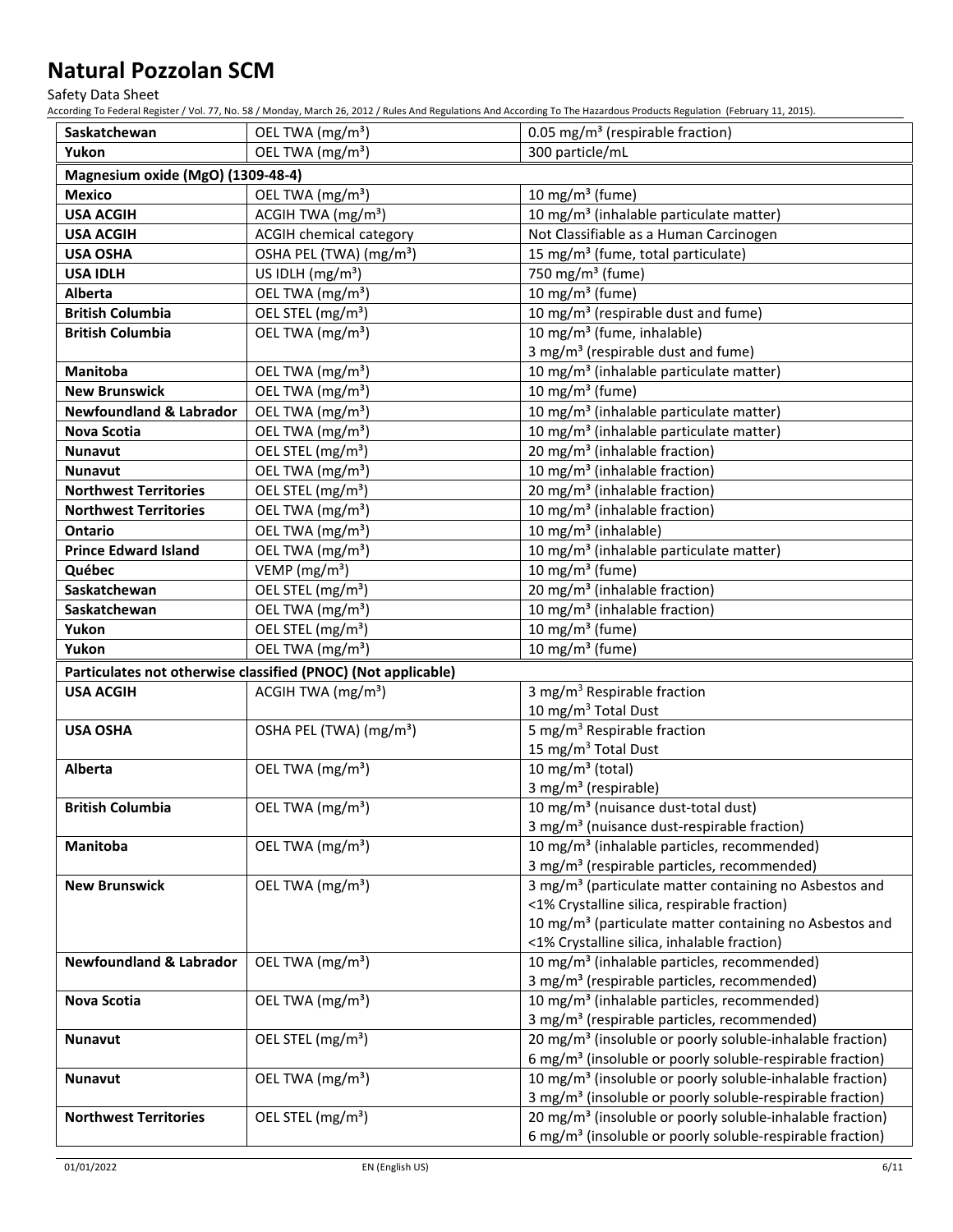| | | |
|---|---|---|
| **Saskatchewan** | OEL TWA (mg/m³) | 0.05 mg/m³ (respirable fraction) |
| **Yukon** | OEL TWA (mg/m³) | 300 particle/mL |
| **Magnesium oxide (MgO) (1309-48-4)** | | |
| **Mexico** | OEL TWA (mg/m³) | 10 mg/m³ (fume) |
| **USA ACGIH** | ACGIH TWA (mg/m³) | 10 mg/m³ (inhalable particulate matter) |
| **USA ACGIH** | ACGIH chemical category | Not Classifiable as a Human Carcinogen |
| **USA OSHA** | OSHA PEL (TWA) (mg/m³) | 15 mg/m³ (fume, total particulate) |
| **USA IDLH** | US IDLH (mg/m³) | 750 mg/m³ (fume) |
| **Alberta** | OEL TWA (mg/m³) | 10 mg/m³ (fume) |
| **British Columbia** | OEL STEL (mg/m³) | 10 mg/m³ (respirable dust and fume) |
| **British Columbia** | OEL TWA (mg/m³) | 10 mg/m³ (fume, inhalable)<br>3 mg/m³ (respirable dust and fume) |
| **Manitoba** | OEL TWA (mg/m³) | 10 mg/m³ (inhalable particulate matter) |
| **New Brunswick** | OEL TWA (mg/m³) | 10 mg/m³ (fume) |
| **Newfoundland & Labrador** | OEL TWA (mg/m³) | 10 mg/m³ (inhalable particulate matter) |
| **Nova Scotia** | OEL TWA (mg/m³) | 10 mg/m³ (inhalable particulate matter) |
| **Nunavut** | OEL STEL (mg/m³) | 20 mg/m³ (inhalable fraction) |
| **Nunavut** | OEL TWA (mg/m³) | 10 mg/m³ (inhalable fraction) |
| **Northwest Territories** | OEL STEL (mg/m³) | 20 mg/m³ (inhalable fraction) |
| **Northwest Territories** | OEL TWA (mg/m³) | 10 mg/m³ (inhalable fraction) |
| **Ontario** | OEL TWA (mg/m³) | 10 mg/m³ (inhalable) |
| **Prince Edward Island** | OEL TWA (mg/m³) | 10 mg/m³ (inhalable particulate matter) |
| **Québec** | VEMP (mg/m³) | 10 mg/m³ (fume) |
| **Saskatchewan** | OEL STEL (mg/m³) | 20 mg/m³ (inhalable fraction) |
| **Saskatchewan** | OEL TWA (mg/m³) | 10 mg/m³ (inhalable fraction) |
| **Yukon** | OEL STEL (mg/m³) | 10 mg/m³ (fume) |
| **Yukon** | OEL TWA (mg/m³) | 10 mg/m³ (fume) |
| **Particulates not otherwise classified (PNOC) (Not applicable)** | | |
| **USA ACGIH** | ACGIH TWA (mg/m³) | 3 mg/m³ Respirable fraction<br>10 mg/m³ Total Dust |
| **USA OSHA** | OSHA PEL (TWA) (mg/m³) | 5 mg/m³ Respirable fraction<br>15 mg/m³ Total Dust |
| **Alberta** | OEL TWA (mg/m³) | 10 mg/m³ (total)<br>3 mg/m³ (respirable) |
| **British Columbia** | OEL TWA (mg/m³) | 10 mg/m³ (nuisance dust-total dust)<br>3 mg/m³ (nuisance dust-respirable fraction) |
| **Manitoba** | OEL TWA (mg/m³) | 10 mg/m³ (inhalable particles, recommended)<br>3 mg/m³ (respirable particles, recommended) |
| **New Brunswick** | OEL TWA (mg/m³) | 3 mg/m³ (particulate matter containing no Asbestos and <1% Crystalline silica, respirable fraction)<br>10 mg/m³ (particulate matter containing no Asbestos and <1% Crystalline silica, inhalable fraction) |
| **Newfoundland & Labrador** | OEL TWA (mg/m³) | 10 mg/m³ (inhalable particles, recommended)<br>3 mg/m³ (respirable particles, recommended) |
| **Nova Scotia** | OEL TWA (mg/m³) | 10 mg/m³ (inhalable particles, recommended)<br>3 mg/m³ (respirable particles, recommended) |
| **Nunavut** | OEL STEL (mg/m³) | 20 mg/m³ (insoluble or poorly soluble-inhalable fraction)<br>6 mg/m³ (insoluble or poorly soluble-respirable fraction) |
| **Nunavut** | OEL TWA (mg/m³) | 10 mg/m³ (insoluble or poorly soluble-inhalable fraction)<br>3 mg/m³ (insoluble or poorly soluble-respirable fraction) |
| **Northwest Territories** | OEL STEL (mg/m³) | 20 mg/m³ (insoluble or poorly soluble-inhalable fraction)<br>6 mg/m³ (insoluble or poorly soluble-respirable fraction) |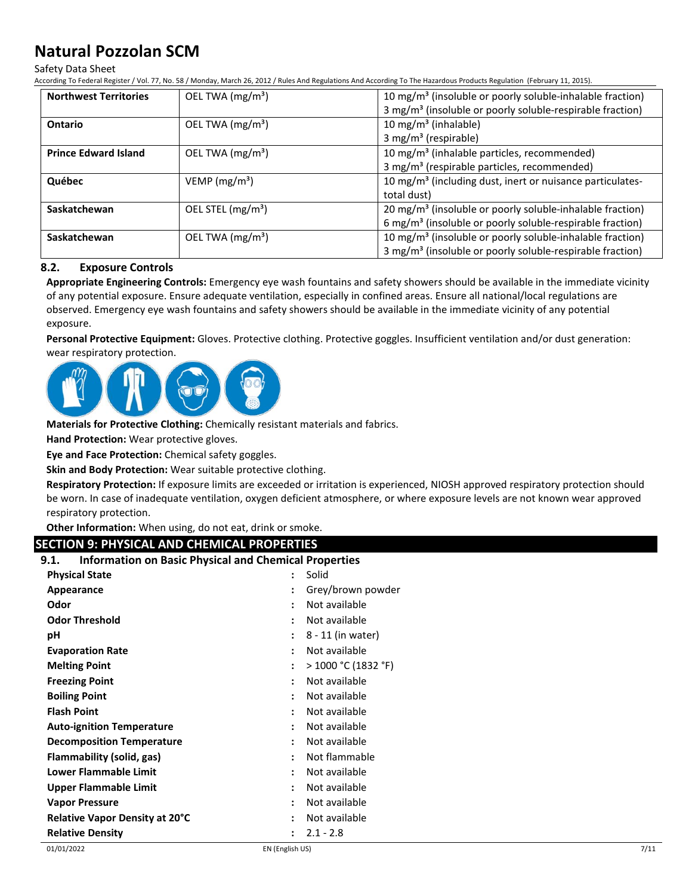| | | |
|---|---|---|
| **Northwest Territories** | OEL TWA (mg/m³) | 10 mg/m³ (insoluble or poorly soluble-inhalable fraction)<br>3 mg/m³ (insoluble or poorly soluble-respirable fraction) |
| **Ontario** | OEL TWA (mg/m³) | 10 mg/m³ (inhalable)<br>3 mg/m³ (respirable) |
| **Prince Edward Island** | OEL TWA (mg/m³) | 10 mg/m³ (inhalable particles, recommended)<br>3 mg/m³ (respirable particles, recommended) |
| **Québec** | VEMP (mg/m³) | 10 mg/m³ (including dust, inert or nuisance particulates-total dust) |
| **Saskatchewan** | OEL STEL (mg/m³) | 20 mg/m³ (insoluble or poorly soluble-inhalable fraction)<br>6 mg/m³ (insoluble or poorly soluble-respirable fraction) |
| **Saskatchewan** | OEL TWA (mg/m³) | 10 mg/m³ (insoluble or poorly soluble-inhalable fraction)<br>3 mg/m³ (insoluble or poorly soluble-respirable fraction) |

### 8.2. Exposure Controls

**Appropriate Engineering Controls:** Emergency eye wash fountains and safety showers should be available in the immediate vicinity of any potential exposure. Ensure adequate ventilation, especially in confined areas. Ensure all national/local regulations are observed. Emergency eye wash fountains and safety showers should be available in the immediate vicinity of any potential exposure.

**Personal Protective Equipment:** Gloves. Protective clothing. Protective goggles. Insufficient ventilation and/or dust generation: wear respiratory protection.

**Materials for Protective Clothing:** Chemically resistant materials and fabrics.

**Hand Protection:** Wear protective gloves.

**Eye and Face Protection:** Chemical safety goggles.

**Skin and Body Protection:** Wear suitable protective clothing.

**Respiratory Protection:** If exposure limits are exceeded or irritation is experienced, NIOSH approved respiratory protection should be worn. In case of inadequate ventilation, oxygen deficient atmosphere, or where exposure levels are not known wear approved respiratory protection.

**Other Information:** When using, do not eat, drink or smoke.

## SECTION 9: PHYSICAL AND CHEMICAL PROPERTIES

### 9.1. Information on Basic Physical and Chemical Properties

| | | |
|---|---|---|
| **Physical State** | : | Solid |
| **Appearance** | : | Grey/brown powder |
| **Odor** | : | Not available |
| **Odor Threshold** | : | Not available |
| **pH** | : | 8 - 11 (in water) |
| **Evaporation Rate** | : | Not available |
| **Melting Point** | : | > 1000 °C (1832 °F) |
| **Freezing Point** | : | Not available |
| **Boiling Point** | : | Not available |
| **Flash Point** | : | Not available |
| **Auto-ignition Temperature** | : | Not available |
| **Decomposition Temperature** | : | Not available |
| **Flammability (solid, gas)** | : | Not flammable |
| **Lower Flammable Limit** | : | Not available |
| **Upper Flammable Limit** | : | Not available |
| **Vapor Pressure** | : | Not available |
| **Relative Vapor Density at 20°C** | : | Not available |
| **Relative Density** | : | 2.1 - 2.8 |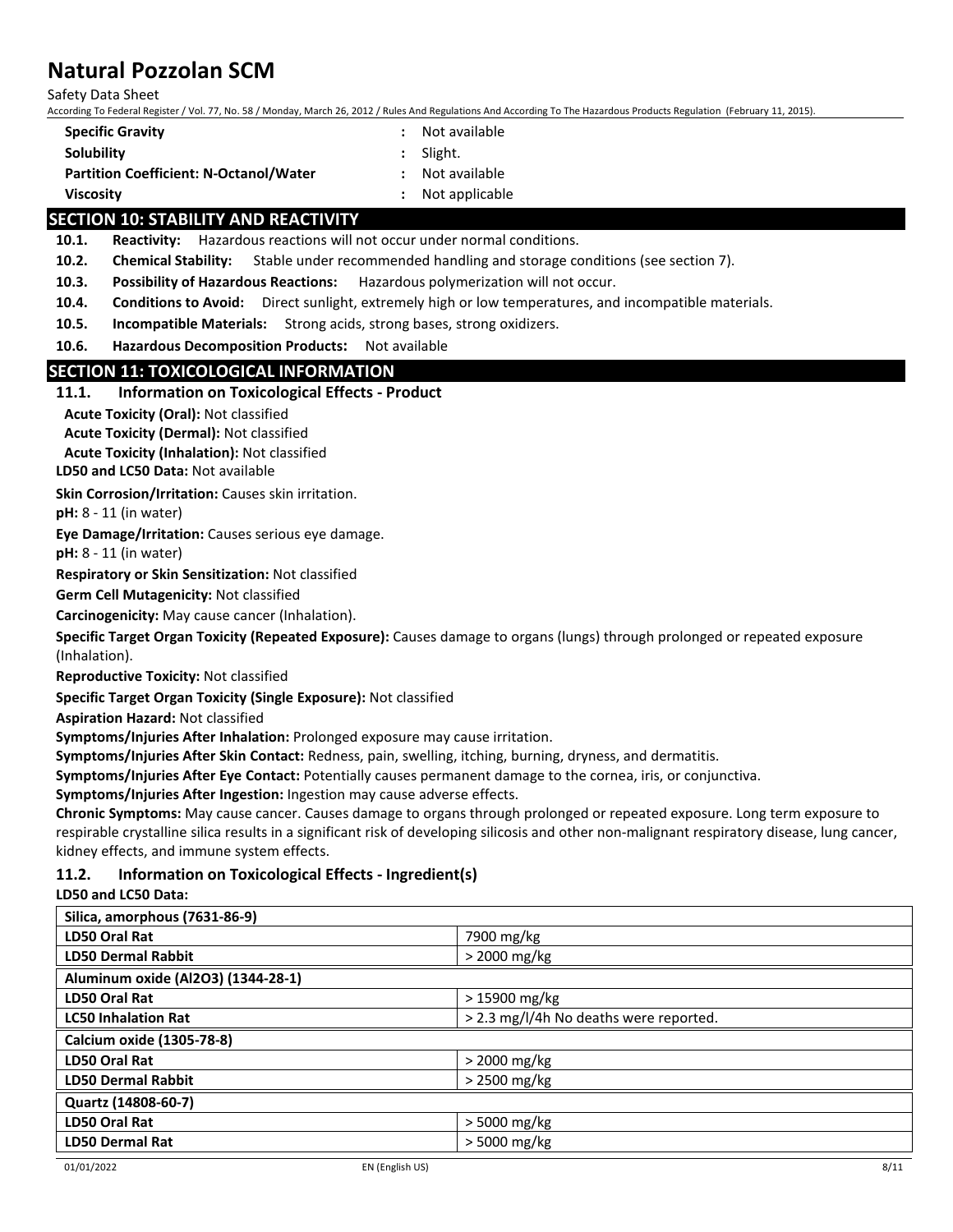| | | |
|---|---|---|
| **Specific Gravity** | : | Not available |
| **Solubility** | : | Slight. |
| **Partition Coefficient: N-Octanol/Water** | : | Not available |
| **Viscosity** | : | Not applicable |

## SECTION 10: STABILITY AND REACTIVITY

**10.1. Reactivity:** Hazardous reactions will not occur under normal conditions.

**10.2. Chemical Stability:** Stable under recommended handling and storage conditions (see section 7).

**10.3. Possibility of Hazardous Reactions:** Hazardous polymerization will not occur.

**10.4. Conditions to Avoid:** Direct sunlight, extremely high or low temperatures, and incompatible materials.

**10.5. Incompatible Materials:** Strong acids, strong bases, strong oxidizers.

**10.6. Hazardous Decomposition Products:** Not available

## SECTION 11: TOXICOLOGICAL INFORMATION

### 11.1. Information on Toxicological Effects - Product

**Acute Toxicity (Oral):** Not classified

**Acute Toxicity (Dermal):** Not classified

**Acute Toxicity (Inhalation):** Not classified

**LD50 and LC50 Data:** Not available

**Skin Corrosion/Irritation:** Causes skin irritation.

**pH:** 8 - 11 (in water)

**Eye Damage/Irritation:** Causes serious eye damage.

**pH:** 8 - 11 (in water)

**Respiratory or Skin Sensitization:** Not classified

**Germ Cell Mutagenicity:** Not classified

**Carcinogenicity:** May cause cancer (Inhalation).

**Specific Target Organ Toxicity (Repeated Exposure):** Causes damage to organs (lungs) through prolonged or repeated exposure (Inhalation).

**Reproductive Toxicity:** Not classified

**Specific Target Organ Toxicity (Single Exposure):** Not classified

**Aspiration Hazard:** Not classified

**Symptoms/Injuries After Inhalation:** Prolonged exposure may cause irritation.

**Symptoms/Injuries After Skin Contact:** Redness, pain, swelling, itching, burning, dryness, and dermatitis.

**Symptoms/Injuries After Eye Contact:** Potentially causes permanent damage to the cornea, iris, or conjunctiva.

**Symptoms/Injuries After Ingestion:** Ingestion may cause adverse effects.

**Chronic Symptoms:** May cause cancer. Causes damage to organs through prolonged or repeated exposure. Long term exposure to respirable crystalline silica results in a significant risk of developing silicosis and other non-malignant respiratory disease, lung cancer, kidney effects, and immune system effects.

### 11.2. Information on Toxicological Effects - Ingredient(s)

**LD50 and LC50 Data:**

| | |
|---|---|
| **Silica, amorphous (7631-86-9)** | |
| **LD50 Oral Rat** | 7900 mg/kg |
| **LD50 Dermal Rabbit** | > 2000 mg/kg |
| **Aluminum oxide ($Al_2O_3$) (1344-28-1)** | |
| **LD50 Oral Rat** | > 15900 mg/kg |
| **LC50 Inhalation Rat** | > 2.3 mg/l/4h No deaths were reported. |
| **Calcium oxide (1305-78-8)** | |
| **LD50 Oral Rat** | > 2000 mg/kg |
| **LD50 Dermal Rabbit** | > 2500 mg/kg |
| **Quartz (14808-60-7)** | |
| **LD50 Oral Rat** | > 5000 mg/kg |
| **LD50 Dermal Rat** | > 5000 mg/kg |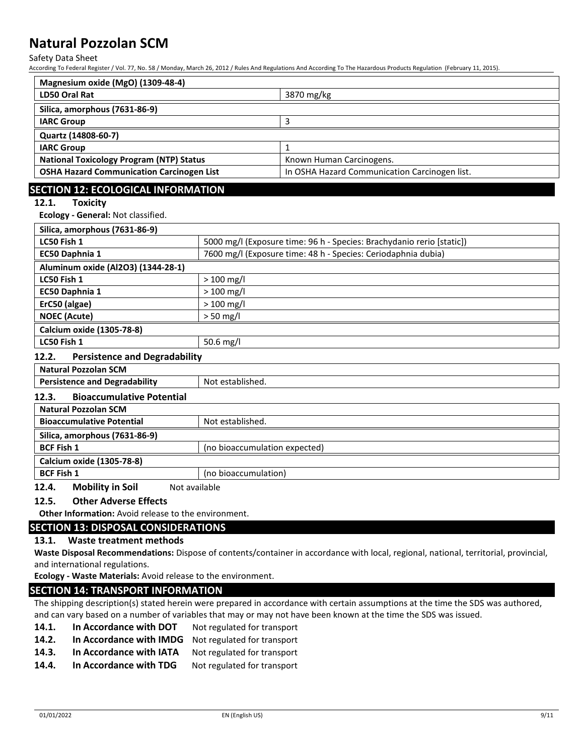| | |
|---|---|
| **Magnesium oxide (MgO) (1309-48-4)** | |
| **LD50 Oral Rat** | 3870 mg/kg |
| **Silica, amorphous (7631-86-9)** | |
| **IARC Group** | 3 |
| **Quartz (14808-60-7)** | |
| **IARC Group** | 1 |
| **National Toxicology Program (NTP) Status** | Known Human Carcinogens. |
| **OSHA Hazard Communication Carcinogen List** | In OSHA Hazard Communication Carcinogen list. |

## SECTION 12: ECOLOGICAL INFORMATION

### 12.1. Toxicity

**Ecology - General:** Not classified.

| | |
|---|---|
| **Silica, amorphous (7631-86-9)** | |
| **LC50 Fish 1** | 5000 mg/l (Exposure time: 96 h - Species: Brachydanio rerio [static]) |
| **EC50 Daphnia 1** | 7600 mg/l (Exposure time: 48 h - Species: Ceriodaphnia dubia) |
| **Aluminum oxide (Al2O3) (1344-28-1)** | |
| **LC50 Fish 1** | > 100 mg/l |
| **EC50 Daphnia 1** | > 100 mg/l |
| **ErC50 (algae)** | > 100 mg/l |
| **NOEC (Acute)** | > 50 mg/l |
| **Calcium oxide (1305-78-8)** | |
| **LC50 Fish 1** | 50.6 mg/l |

### 12.2. Persistence and Degradability

| | |
|---|---|
| **Natural Pozzolan SCM** | |
| **Persistence and Degradability** | Not established. |

### 12.3. Bioaccumulative Potential

| | |
|---|---|
| **Natural Pozzolan SCM** | |
| **Bioaccumulative Potential** | Not established. |
| **Silica, amorphous (7631-86-9)** | |
| **BCF Fish 1** | (no bioaccumulation expected) |
| **Calcium oxide (1305-78-8)** | |
| **BCF Fish 1** | (no bioaccumulation) |

### 12.4. Mobility in Soil

Not available

### 12.5. Other Adverse Effects

**Other Information:** Avoid release to the environment.

## SECTION 13: DISPOSAL CONSIDERATIONS

### 13.1. Waste treatment methods

**Waste Disposal Recommendations:** Dispose of contents/container in accordance with local, regional, national, territorial, provincial, and international regulations.

**Ecology - Waste Materials:** Avoid release to the environment.

## SECTION 14: TRANSPORT INFORMATION

The shipping description(s) stated herein were prepared in accordance with certain assumptions at the time the SDS was authored, and can vary based on a number of variables that may or may not have been known at the time the SDS was issued.

**14.1. In Accordance with DOT** Not regulated for transport

**14.2. In Accordance with IMDG** Not regulated for transport

**14.3. In Accordance with IATA** Not regulated for transport

**14.4. In Accordance with TDG** Not regulated for transport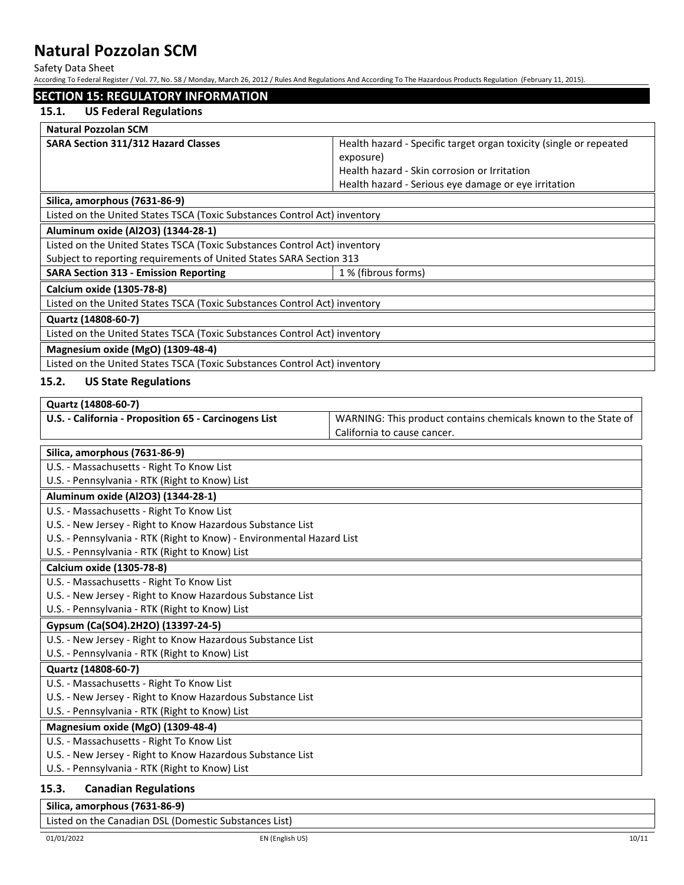## SECTION 15: REGULATORY INFORMATION

### 15.1. US Federal Regulations

| Natural Pozzolan SCM | |
|---|---|
| **SARA Section 311/312 Hazard Classes** | Health hazard - Specific target organ toxicity (single or repeated exposure)<br>Health hazard - Skin corrosion or Irritation<br>Health hazard - Serious eye damage or eye irritation |

**Silica, amorphous (7631-86-9)**

Listed on the United States TSCA (Toxic Substances Control Act) inventory

**Aluminum oxide ($Al_2O_3$) (1344-28-1)**

Listed on the United States TSCA (Toxic Substances Control Act) inventory

Subject to reporting requirements of United States SARA Section 313

| | |
|---|---|
| **SARA Section 313 - Emission Reporting** | 1 % (fibrous forms) |

**Calcium oxide (1305-78-8)**

Listed on the United States TSCA (Toxic Substances Control Act) inventory

**Quartz (14808-60-7)**

Listed on the United States TSCA (Toxic Substances Control Act) inventory

**Magnesium oxide (MgO) (1309-48-4)**

Listed on the United States TSCA (Toxic Substances Control Act) inventory

### 15.2. US State Regulations

| Quartz (14808-60-7) | |
|---|---|
| **U.S. - California - Proposition 65 - Carcinogens List** | WARNING: This product contains chemicals known to the State of California to cause cancer. |

**Silica, amorphous (7631-86-9)**

U.S. - Massachusetts - Right To Know List

U.S. - Pennsylvania - RTK (Right to Know) List

**Aluminum oxide ($Al_2O_3$) (1344-28-1)**

U.S. - Massachusetts - Right To Know List

U.S. - New Jersey - Right to Know Hazardous Substance List

U.S. - Pennsylvania - RTK (Right to Know) - Environmental Hazard List

U.S. - Pennsylvania - RTK (Right to Know) List

**Calcium oxide (1305-78-8)**

U.S. - Massachusetts - Right To Know List

U.S. - New Jersey - Right to Know Hazardous Substance List

U.S. - Pennsylvania - RTK (Right to Know) List

**Gypsum ($Ca(SO_4).2H_2O$) (13397-24-5)**

U.S. - New Jersey - Right to Know Hazardous Substance List

U.S. - Pennsylvania - RTK (Right to Know) List

**Quartz (14808-60-7)**

U.S. - Massachusetts - Right To Know List

U.S. - New Jersey - Right to Know Hazardous Substance List

U.S. - Pennsylvania - RTK (Right to Know) List

**Magnesium oxide (MgO) (1309-48-4)**

U.S. - Massachusetts - Right To Know List

U.S. - New Jersey - Right to Know Hazardous Substance List

U.S. - Pennsylvania - RTK (Right to Know) List

### 15.3. Canadian Regulations

**Silica, amorphous (7631-86-9)**

Listed on the Canadian DSL (Domestic Substances List)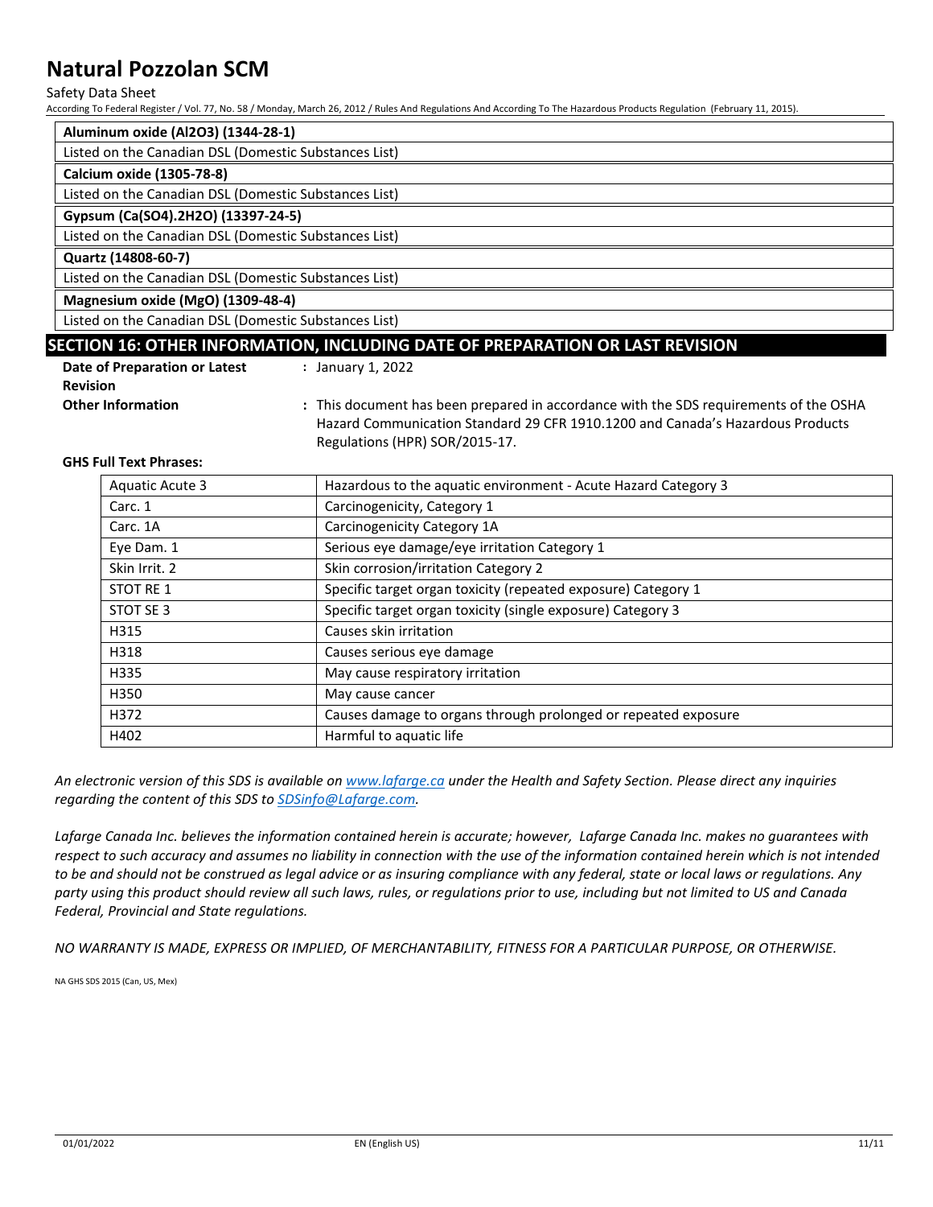| | |
|---|---|
| **Aluminum oxide (Al2O3) (1344-28-1)** | |
| Listed on the Canadian DSL (Domestic Substances List) | |
| **Calcium oxide (1305-78-8)** | |
| Listed on the Canadian DSL (Domestic Substances List) | |
| **Gypsum (Ca(SO4).2H2O) (13397-24-5)** | |
| Listed on the Canadian DSL (Domestic Substances List) | |
| **Quartz (14808-60-7)** | |
| Listed on the Canadian DSL (Domestic Substances List) | |
| **Magnesium oxide (MgO) (1309-48-4)** | |
| Listed on the Canadian DSL (Domestic Substances List) | |

## SECTION 16: OTHER INFORMATION, INCLUDING DATE OF PREPARATION OR LAST REVISION

**Date of Preparation or Latest Revision** : January 1, 2022

**Other Information** : This document has been prepared in accordance with the SDS requirements of the OSHA Hazard Communication Standard 29 CFR 1910.1200 and Canada's Hazardous Products Regulations (HPR) SOR/2015-17.

**GHS Full Text Phrases:**

| | |
|---|---|
| Aquatic Acute 3 | Hazardous to the aquatic environment - Acute Hazard Category 3 |
| Carc. 1 | Carcinogenicity, Category 1 |
| Carc. 1A | Carcinogenicity Category 1A |
| Eye Dam. 1 | Serious eye damage/eye irritation Category 1 |
| Skin Irrit. 2 | Skin corrosion/irritation Category 2 |
| STOT RE 1 | Specific target organ toxicity (repeated exposure) Category 1 |
| STOT SE 3 | Specific target organ toxicity (single exposure) Category 3 |
| H315 | Causes skin irritation |
| H318 | Causes serious eye damage |
| H335 | May cause respiratory irritation |
| H350 | May cause cancer |
| H372 | Causes damage to organs through prolonged or repeated exposure |
| H402 | Harmful to aquatic life |

*An electronic version of this SDS is available on www.lafarge.ca under the Health and Safety Section. Please direct any inquiries regarding the content of this SDS to SDSinfo@Lafarge.com.*

*Lafarge Canada Inc. believes the information contained herein is accurate; however, Lafarge Canada Inc. makes no guarantees with respect to such accuracy and assumes no liability in connection with the use of the information contained herein which is not intended to be and should not be construed as legal advice or as insuring compliance with any federal, state or local laws or regulations. Any party using this product should review all such laws, rules, or regulations prior to use, including but not limited to US and Canada Federal, Provincial and State regulations.*

*NO WARRANTY IS MADE, EXPRESS OR IMPLIED, OF MERCHANTABILITY, FITNESS FOR A PARTICULAR PURPOSE, OR OTHERWISE.*

NA GHS SDS 2015 (Can, US, Mex)